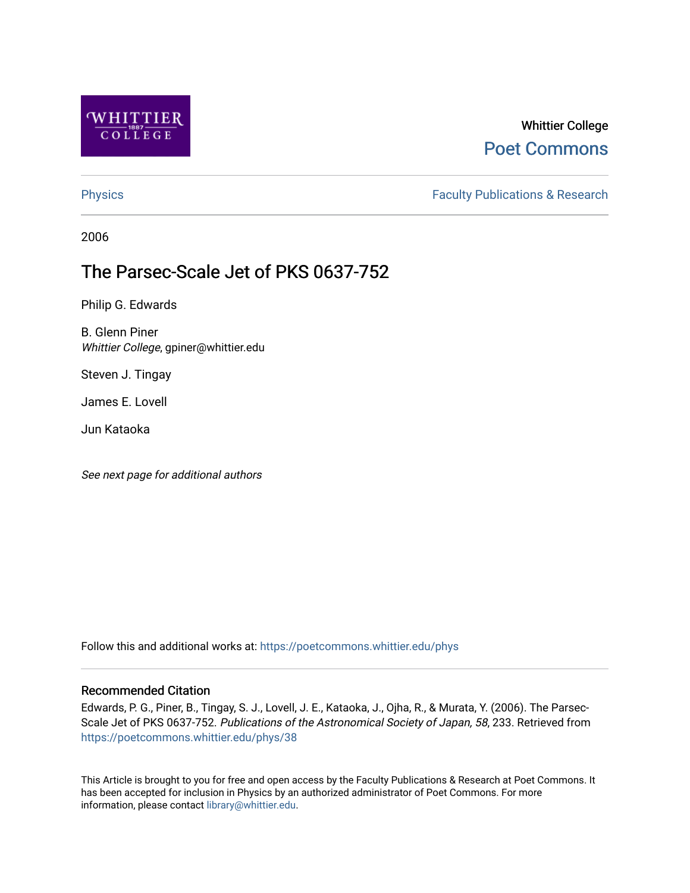Whittier College

Poet Commons

Physics

Faculty Publications & Research

2006

# The Parsec-Scale Jet of PKS 0637-752

Philip G. Edwards

B. Glenn Piner
*Whittier College*, gpiner@whittier.edu

Steven J. Tingay

James E. Lovell

Jun Kataoka

*See next page for additional authors*

Follow this and additional works at: https://poetcommons.whittier.edu/phys

## Recommended Citation

Edwards, P. G., Piner, B., Tingay, S. J., Lovell, J. E., Kataoka, J., Ojha, R., & Murata, Y. (2006). The Parsec-Scale Jet of PKS 0637-752. *Publications of the Astronomical Society of Japan, 58*, 233. Retrieved from https://poetcommons.whittier.edu/phys/38

This Article is brought to you for free and open access by the Faculty Publications & Research at Poet Commons. It has been accepted for inclusion in Physics by an authorized administrator of Poet Commons. For more information, please contact library@whittier.edu.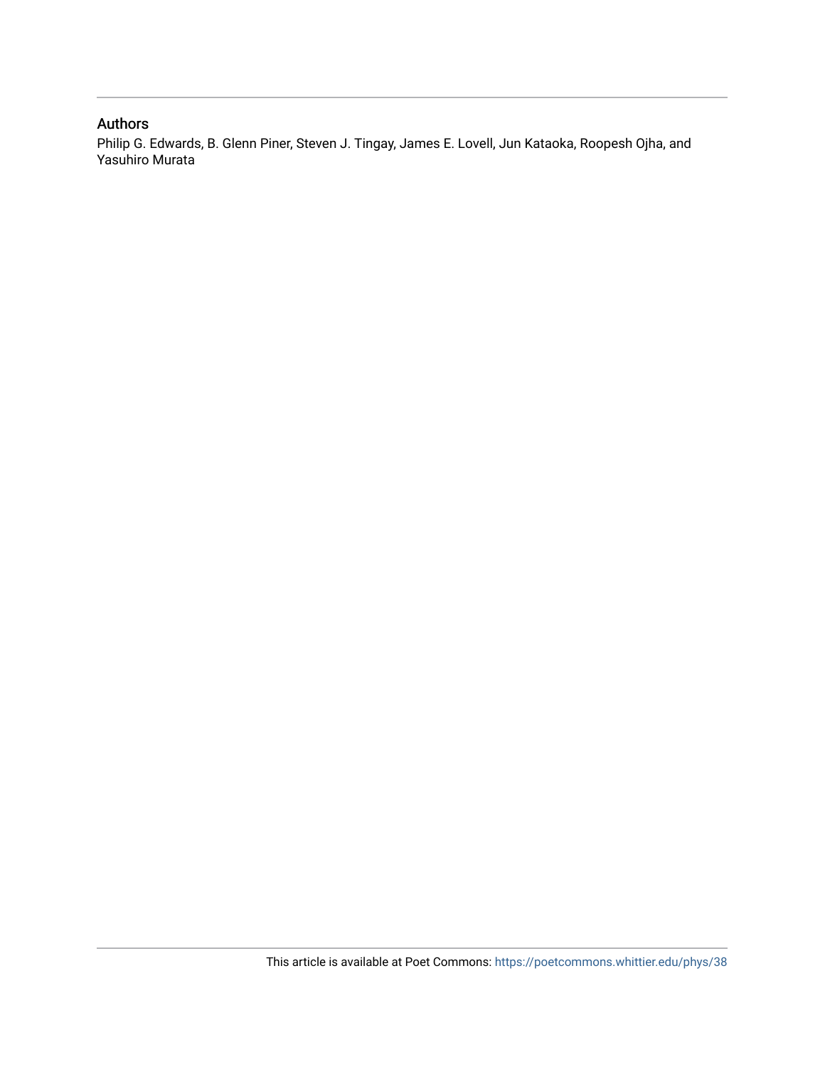## Authors

Philip G. Edwards, B. Glenn Piner, Steven J. Tingay, James E. Lovell, Jun Kataoka, Roopesh Ojha, and Yasuhiro Murata

This article is available at Poet Commons: https://poetcommons.whittier.edu/phys/38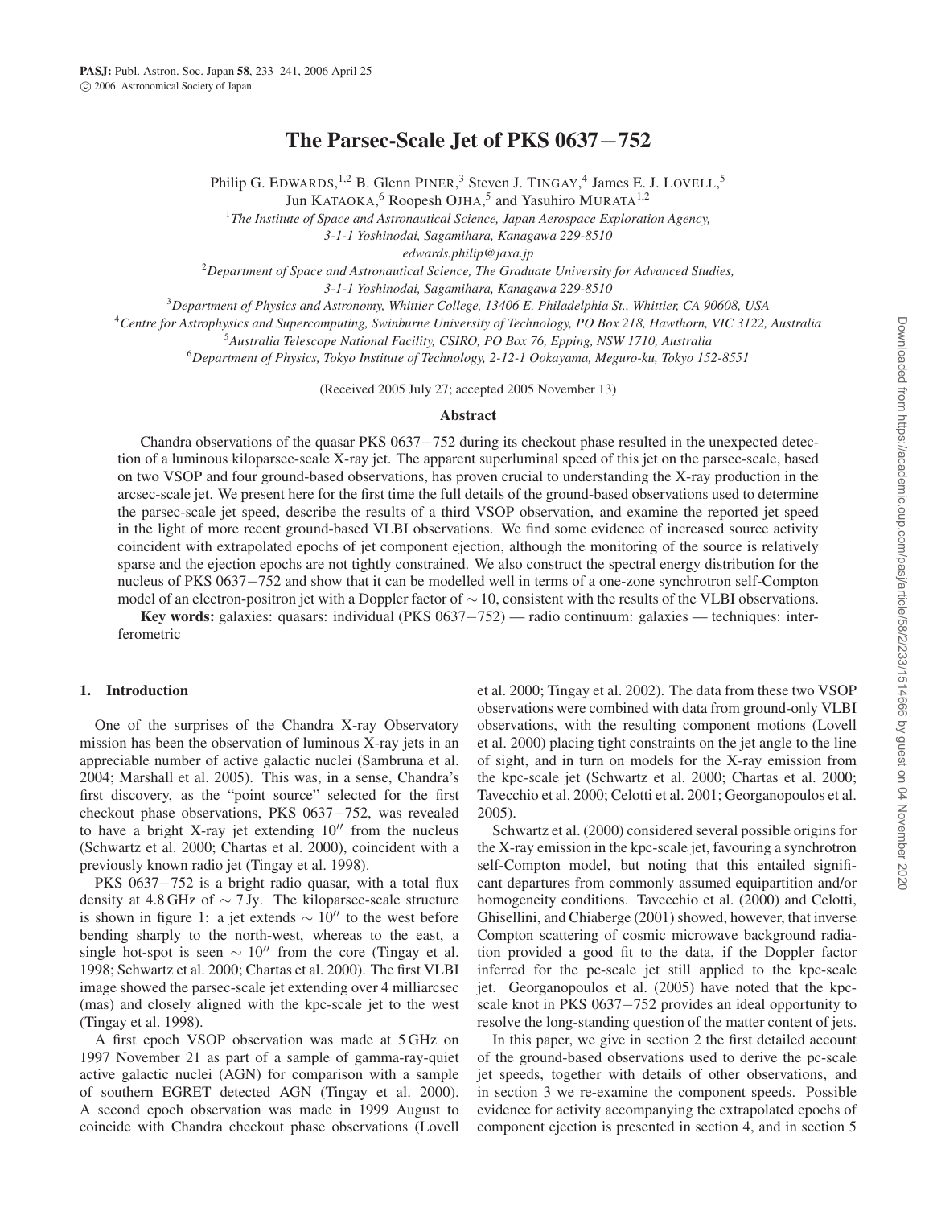# The Parsec-Scale Jet of PKS 0637−752

Philip G. EDWARDS,[1,2] B. Glenn PINER,[3] Steven J. TINGAY,[4] James E. J. LOVELL,[5]
Jun KATAOKA,[6] Roopesh OJHA,[5] and Yasuhiro MURATA[1,2]

[1] *The Institute of Space and Astronautical Science, Japan Aerospace Exploration Agency, 3-1-1 Yoshinodai, Sagamihara, Kanagawa 229-8510*
*edwards.philip@jaxa.jp*

[2] *Department of Space and Astronautical Science, The Graduate University for Advanced Studies, 3-1-1 Yoshinodai, Sagamihara, Kanagawa 229-8510*

[3] *Department of Physics and Astronomy, Whittier College, 13406 E. Philadelphia St., Whittier, CA 90608, USA*

[4] *Centre for Astrophysics and Supercomputing, Swinburne University of Technology, PO Box 218, Hawthorn, VIC 3122, Australia*

[5] *Australia Telescope National Facility, CSIRO, PO Box 76, Epping, NSW 1710, Australia*

[6] *Department of Physics, Tokyo Institute of Technology, 2-12-1 Ookayama, Meguro-ku, Tokyo 152-8551*

(Received 2005 July 27; accepted 2005 November 13)

## Abstract

Chandra observations of the quasar PKS 0637−752 during its checkout phase resulted in the unexpected detection of a luminous kiloparsec-scale X-ray jet. The apparent superluminal speed of this jet on the parsec-scale, based on two VSOP and four ground-based observations, has proven crucial to understanding the X-ray production in the arcsec-scale jet. We present here for the first time the full details of the ground-based observations used to determine the parsec-scale jet speed, describe the results of a third VSOP observation, and examine the reported jet speed in the light of more recent ground-based VLBI observations. We find some evidence of increased source activity coincident with extrapolated epochs of jet component ejection, although the monitoring of the source is relatively sparse and the ejection epochs are not tightly constrained. We also construct the spectral energy distribution for the nucleus of PKS 0637−752 and show that it can be modelled well in terms of a one-zone synchrotron self-Compton model of an electron-positron jet with a Doppler factor of $\sim 10$, consistent with the results of the VLBI observations.

**Key words:** galaxies: quasars: individual (PKS 0637−752) — radio continuum: galaxies — techniques: interferometric

## 1. Introduction

One of the surprises of the Chandra X-ray Observatory mission has been the observation of luminous X-ray jets in an appreciable number of active galactic nuclei (Sambruna et al. 2004; Marshall et al. 2005). This was, in a sense, Chandra's first discovery, as the "point source" selected for the first checkout phase observations, PKS 0637−752, was revealed to have a bright X-ray jet extending $10''$ from the nucleus (Schwartz et al. 2000; Chartas et al. 2000), coincident with a previously known radio jet (Tingay et al. 1998).

PKS 0637−752 is a bright radio quasar, with a total flux density at 4.8 GHz of $\sim 7$ Jy. The kiloparsec-scale structure is shown in figure 1: a jet extends $\sim 10''$ to the west before bending sharply to the north-west, whereas to the east, a single hot-spot is seen $\sim 10''$ from the core (Tingay et al. 1998; Schwartz et al. 2000; Chartas et al. 2000). The first VLBI image showed the parsec-scale jet extending over 4 milliarcsec (mas) and closely aligned with the kpc-scale jet to the west (Tingay et al. 1998).

A first epoch VSOP observation was made at 5 GHz on 1997 November 21 as part of a sample of gamma-ray-quiet active galactic nuclei (AGN) for comparison with a sample of southern EGRET detected AGN (Tingay et al. 2000). A second epoch observation was made in 1999 August to coincide with Chandra checkout phase observations (Lovell et al. 2000; Tingay et al. 2002). The data from these two VSOP observations were combined with data from ground-only VLBI observations, with the resulting component motions (Lovell et al. 2000) placing tight constraints on the jet angle to the line of sight, and in turn on models for the X-ray emission from the kpc-scale jet (Schwartz et al. 2000; Chartas et al. 2000; Tavecchio et al. 2000; Celotti et al. 2001; Georganopoulos et al. 2005).

Schwartz et al. (2000) considered several possible origins for the X-ray emission in the kpc-scale jet, favouring a synchrotron self-Compton model, but noting that this entailed significant departures from commonly assumed equipartition and/or homogeneity conditions. Tavecchio et al. (2000) and Celotti, Ghisellini, and Chiaberge (2001) showed, however, that inverse Compton scattering of cosmic microwave background radiation provided a good fit to the data, if the Doppler factor inferred for the pc-scale jet still applied to the kpc-scale jet. Georganopoulos et al. (2005) have noted that the kpc-scale knot in PKS 0637−752 provides an ideal opportunity to resolve the long-standing question of the matter content of jets.

In this paper, we give in section 2 the first detailed account of the ground-based observations used to derive the pc-scale jet speeds, together with details of other observations, and in section 3 we re-examine the component speeds. Possible evidence for activity accompanying the extrapolated epochs of component ejection is presented in section 4, and in section 5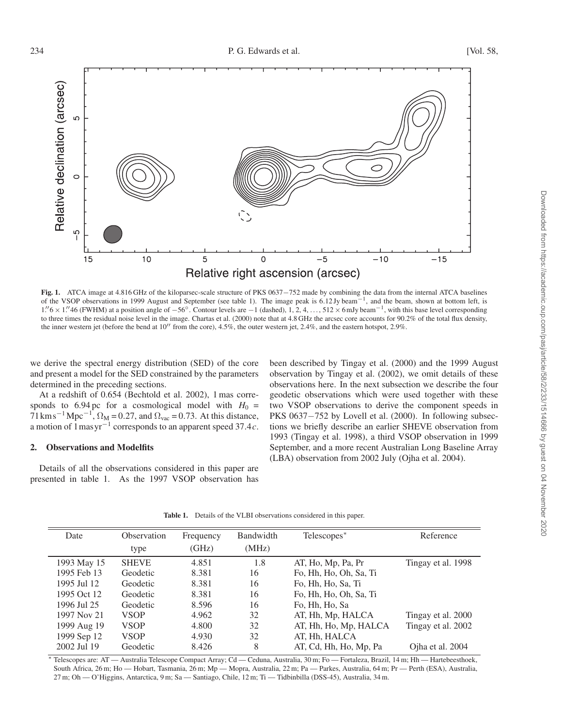**Fig. 1.** ATCA image at 4.816 GHz of the kiloparsec-scale structure of PKS 0637−752 made by combining the data from the internal ATCA baselines of the VSOP observations in 1999 August and September (see table 1). The image peak is 6.12 Jy beam$^{-1}$, and the beam, shown at bottom left, is $1''\!.6 \times 1''\!.46$ (FWHM) at a position angle of −56°. Contour levels are −1 (dashed), 1, 2, 4, …, 512 × 6 mJy beam$^{-1}$, with this base level corresponding to three times the residual noise level in the image. Chartas et al. (2000) note that at 4.8 GHz the arcsec core accounts for 90.2% of the total flux density, the inner western jet (before the bend at 10″ from the core), 4.5%, the outer western jet, 2.4%, and the eastern hotspot, 2.9%.

we derive the spectral energy distribution (SED) of the core and present a model for the SED constrained by the parameters determined in the preceding sections.

At a redshift of 0.654 (Bechtold et al. 2002), 1 mas corresponds to 6.94 pc for a cosmological model with $H_0 = 71\,\mathrm{km\,s^{-1}\,Mpc^{-1}}$, $\Omega_\mathrm{M} = 0.27$, and $\Omega_\mathrm{vac} = 0.73$. At this distance, a motion of 1 mas yr$^{-1}$ corresponds to an apparent speed 37.4$c$.

## 2. Observations and Modelfits

Details of all the observations considered in this paper are presented in table 1. As the 1997 VSOP observation has been described by Tingay et al. (2000) and the 1999 August observation by Tingay et al. (2002), we omit details of these observations here. In the next subsection we describe the four geodetic observations which were used together with these two VSOP observations to derive the component speeds in PKS 0637−752 by Lovell et al. (2000). In following subsections we briefly describe an earlier SHEVE observation from 1993 (Tingay et al. 1998), a third VSOP observation in 1999 September, and a more recent Australian Long Baseline Array (LBA) observation from 2002 July (Ojha et al. 2004).

**Table 1.** Details of the VLBI observations considered in this paper.

| Date | Observation type | Frequency (GHz) | Bandwidth (MHz) | Telescopes* | Reference |
|---|---|---|---|---|---|
| 1993 May 15 | SHEVE | 4.851 | 1.8 | AT, Ho, Mp, Pa, Pr | Tingay et al. 1998 |
| 1995 Feb 13 | Geodetic | 8.381 | 16 | Fo, Hh, Ho, Oh, Sa, Ti | |
| 1995 Jul 12 | Geodetic | 8.381 | 16 | Fo, Hh, Ho, Sa, Ti | |
| 1995 Oct 12 | Geodetic | 8.381 | 16 | Fo, Hh, Ho, Oh, Sa, Ti | |
| 1996 Jul 25 | Geodetic | 8.596 | 16 | Fo, Hh, Ho, Sa | |
| 1997 Nov 21 | VSOP | 4.962 | 32 | AT, Hh, Mp, HALCA | Tingay et al. 2000 |
| 1999 Aug 19 | VSOP | 4.800 | 32 | AT, Hh, Ho, Mp, HALCA | Tingay et al. 2002 |
| 1999 Sep 12 | VSOP | 4.930 | 32 | AT, Hh, HALCA | |
| 2002 Jul 19 | Geodetic | 8.426 | 8 | AT, Cd, Hh, Ho, Mp, Pa | Ojha et al. 2004 |

* Telescopes are: AT — Australia Telescope Compact Array; Cd — Ceduna, Australia, 30 m; Fo — Fortaleza, Brazil, 14 m; Hh — Hartebeesthoek, South Africa, 26 m; Ho — Hobart, Tasmania, 26 m; Mp — Mopra, Australia, 22 m; Pa — Parkes, Australia, 64 m; Pr — Perth (ESA), Australia, 27 m; Oh — O'Higgins, Antarctica, 9 m; Sa — Santiago, Chile, 12 m; Ti — Tidbinbilla (DSS-45), Australia, 34 m.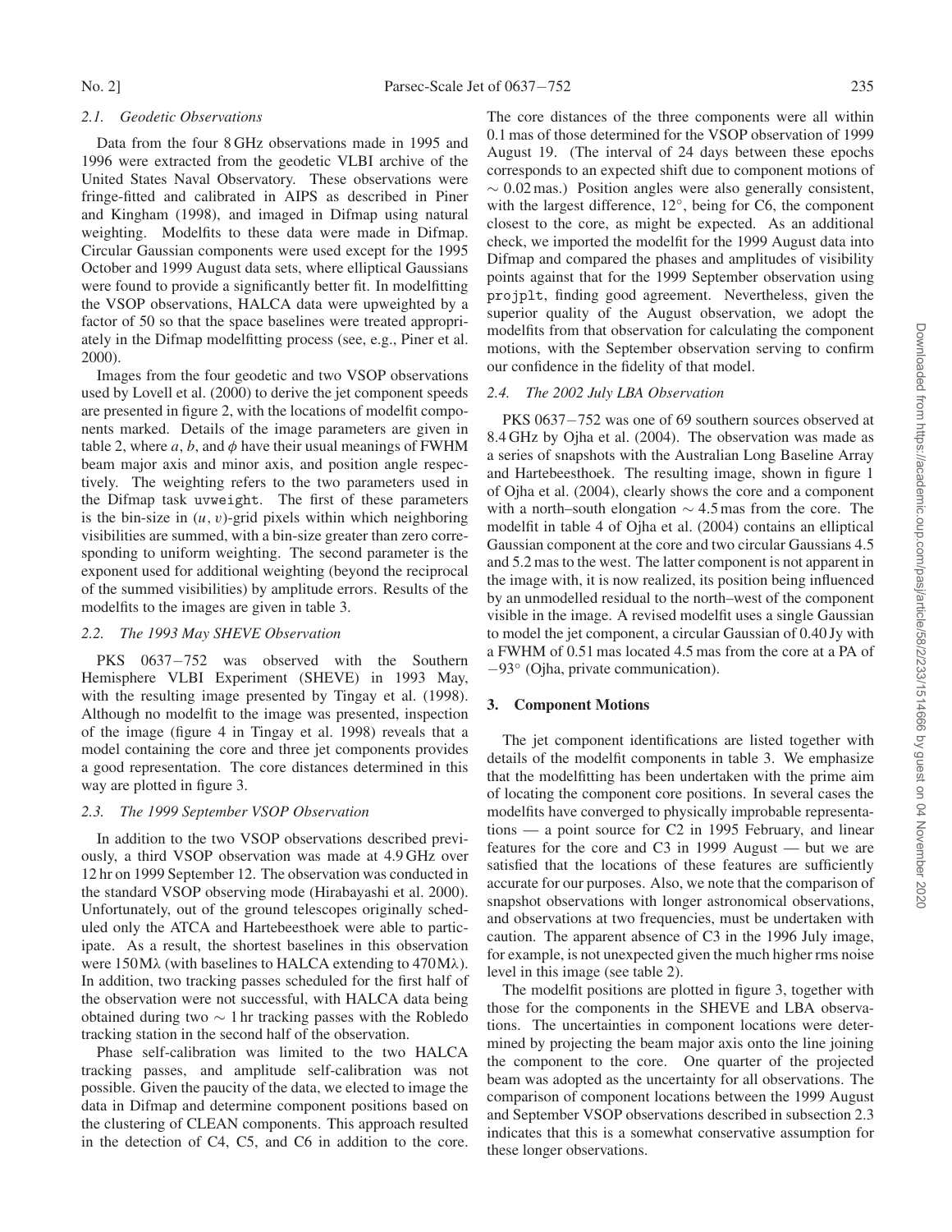### 2.1. Geodetic Observations

Data from the four 8 GHz observations made in 1995 and 1996 were extracted from the geodetic VLBI archive of the United States Naval Observatory. These observations were fringe-fitted and calibrated in AIPS as described in Piner and Kingham (1998), and imaged in Difmap using natural weighting. Modelfits to these data were made in Difmap. Circular Gaussian components were used except for the 1995 October and 1999 August data sets, where elliptical Gaussians were found to provide a significantly better fit. In modelfitting the VSOP observations, HALCA data were upweighted by a factor of 50 so that the space baselines were treated appropriately in the Difmap modelfitting process (see, e.g., Piner et al. 2000).

Images from the four geodetic and two VSOP observations used by Lovell et al. (2000) to derive the jet component speeds are presented in figure 2, with the locations of modelfit components marked. Details of the image parameters are given in table 2, where $a$, $b$, and $\phi$ have their usual meanings of FWHM beam major axis and minor axis, and position angle respectively. The weighting refers to the two parameters used in the Difmap task `uvweight`. The first of these parameters is the bin-size in $(u, v)$-grid pixels within which neighboring visibilities are summed, with a bin-size greater than zero corresponding to uniform weighting. The second parameter is the exponent used for additional weighting (beyond the reciprocal of the summed visibilities) by amplitude errors. Results of the modelfits to the images are given in table 3.

### 2.2. The 1993 May SHEVE Observation

PKS 0637$-$752 was observed with the Southern Hemisphere VLBI Experiment (SHEVE) in 1993 May, with the resulting image presented by Tingay et al. (1998). Although no modelfit to the image was presented, inspection of the image (figure 4 in Tingay et al. 1998) reveals that a model containing the core and three jet components provides a good representation. The core distances determined in this way are plotted in figure 3.

### 2.3. The 1999 September VSOP Observation

In addition to the two VSOP observations described previously, a third VSOP observation was made at 4.9 GHz over 12 hr on 1999 September 12. The observation was conducted in the standard VSOP observing mode (Hirabayashi et al. 2000). Unfortunately, out of the ground telescopes originally scheduled only the ATCA and Hartebeesthoek were able to participate. As a result, the shortest baselines in this observation were 150 M$\lambda$ (with baselines to HALCA extending to 470 M$\lambda$). In addition, two tracking passes scheduled for the first half of the observation were not successful, with HALCA data being obtained during two $\sim$ 1 hr tracking passes with the Robledo tracking station in the second half of the observation.

Phase self-calibration was limited to the two HALCA tracking passes, and amplitude self-calibration was not possible. Given the paucity of the data, we elected to image the data in Difmap and determine component positions based on the clustering of CLEAN components. This approach resulted in the detection of C4, C5, and C6 in addition to the core. The core distances of the three components were all within 0.1 mas of those determined for the VSOP observation of 1999 August 19. (The interval of 24 days between these epochs corresponds to an expected shift due to component motions of $\sim$ 0.02 mas.) Position angles were also generally consistent, with the largest difference, 12°, being for C6, the component closest to the core, as might be expected. As an additional check, we imported the modelfit for the 1999 August data into Difmap and compared the phases and amplitudes of visibility points against that for the 1999 September observation using `projplt`, finding good agreement. Nevertheless, given the superior quality of the August observation, we adopt the modelfits from that observation for calculating the component motions, with the September observation serving to confirm our confidence in the fidelity of that model.

### 2.4. The 2002 July LBA Observation

PKS 0637$-$752 was one of 69 southern sources observed at 8.4 GHz by Ojha et al. (2004). The observation was made as a series of snapshots with the Australian Long Baseline Array and Hartebeesthoek. The resulting image, shown in figure 1 of Ojha et al. (2004), clearly shows the core and a component with a north–south elongation $\sim$ 4.5 mas from the core. The modelfit in table 4 of Ojha et al. (2004) contains an elliptical Gaussian component at the core and two circular Gaussians 4.5 and 5.2 mas to the west. The latter component is not apparent in the image with, it is now realized, its position being influenced by an unmodelled residual to the north–west of the component visible in the image. A revised modelfit uses a single Gaussian to model the jet component, a circular Gaussian of 0.40 Jy with a FWHM of 0.51 mas located 4.5 mas from the core at a PA of $-93°$ (Ojha, private communication).

## 3. Component Motions

The jet component identifications are listed together with details of the modelfit components in table 3. We emphasize that the modelfitting has been undertaken with the prime aim of locating the component core positions. In several cases the modelfits have converged to physically improbable representations — a point source for C2 in 1995 February, and linear features for the core and C3 in 1999 August — but we are satisfied that the locations of these features are sufficiently accurate for our purposes. Also, we note that the comparison of snapshot observations with longer astronomical observations, and observations at two frequencies, must be undertaken with caution. The apparent absence of C3 in the 1996 July image, for example, is not unexpected given the much higher rms noise level in this image (see table 2).

The modelfit positions are plotted in figure 3, together with those for the components in the SHEVE and LBA observations. The uncertainties in component locations were determined by projecting the beam major axis onto the line joining the component to the core. One quarter of the projected beam was adopted as the uncertainty for all observations. The comparison of component locations between the 1999 August and September VSOP observations described in subsection 2.3 indicates that this is a somewhat conservative assumption for these longer observations.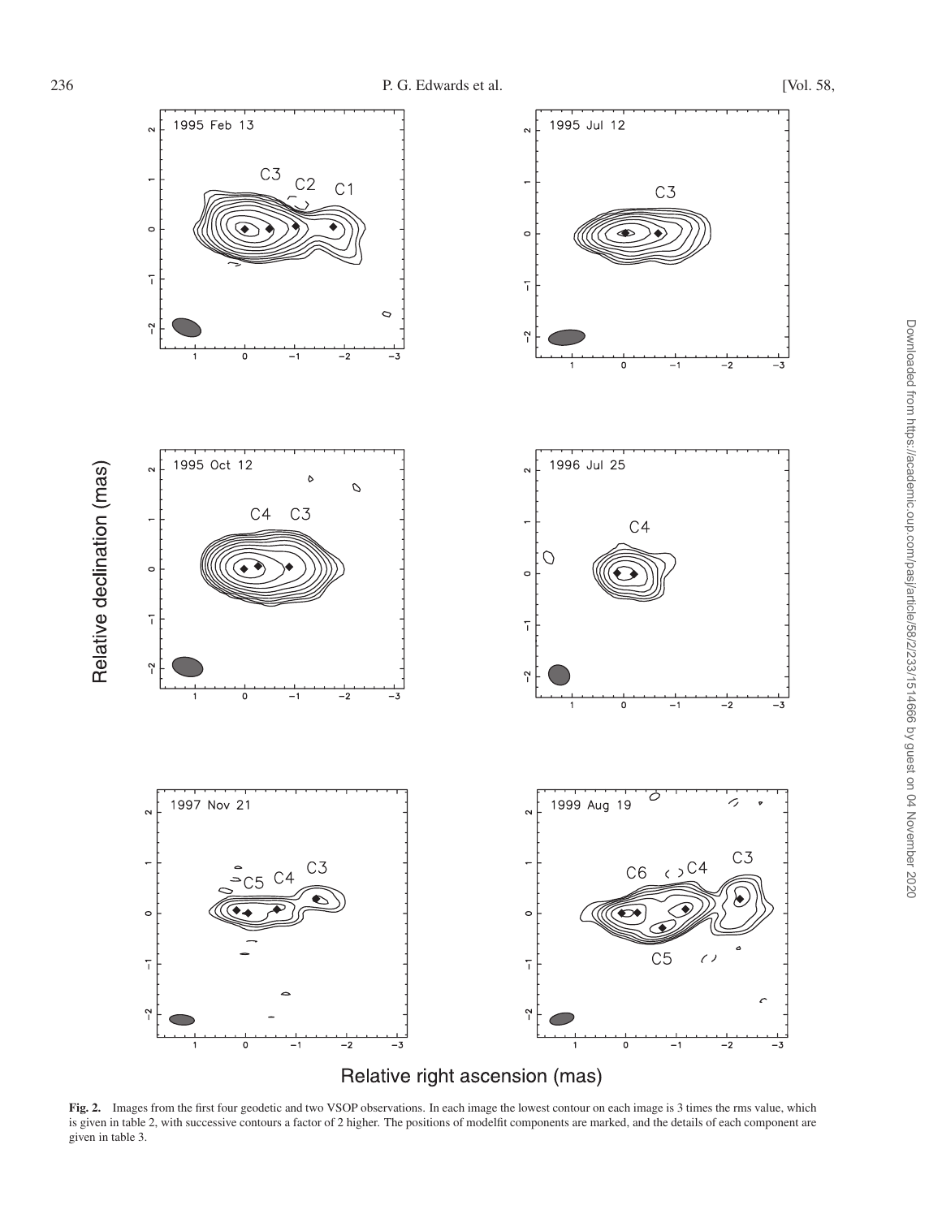**Fig. 2.** Images from the first four geodetic and two VSOP observations. In each image the lowest contour on each image is 3 times the rms value, which is given in table 2, with successive contours a factor of 2 higher. The positions of modelfit components are marked, and the details of each component are given in table 3.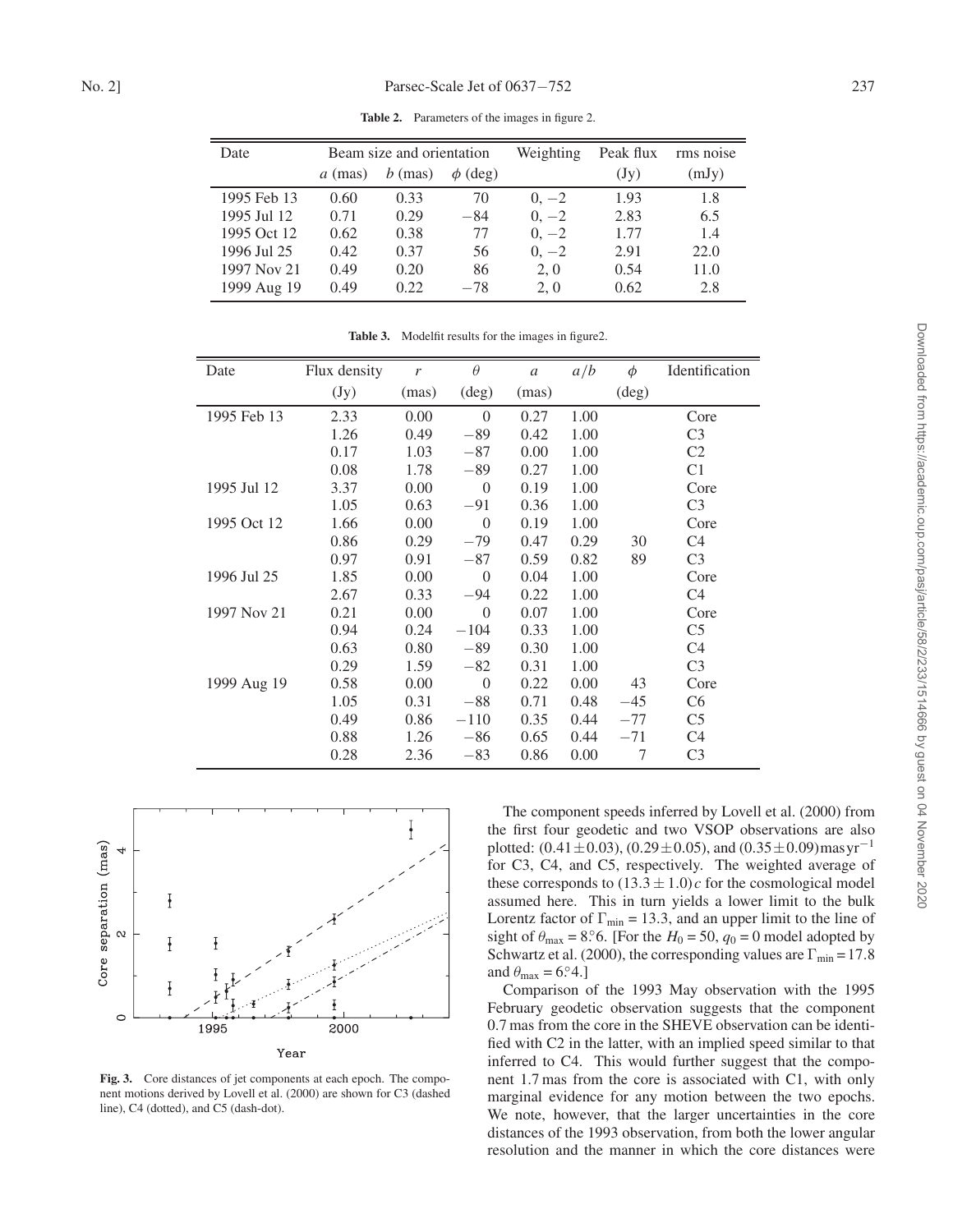**Table 2.** Parameters of the images in figure 2.

| Date | Beam size and orientation | | | Weighting | Peak flux | rms noise |
|---|---|---|---|---|---|---|
| | $a$ (mas) | $b$ (mas) | $\phi$ (deg) | | (Jy) | (mJy) |
| 1995 Feb 13 | 0.60 | 0.33 | 70 | 0, −2 | 1.93 | 1.8 |
| 1995 Jul 12 | 0.71 | 0.29 | −84 | 0, −2 | 2.83 | 6.5 |
| 1995 Oct 12 | 0.62 | 0.38 | 77 | 0, −2 | 1.77 | 1.4 |
| 1996 Jul 25 | 0.42 | 0.37 | 56 | 0, −2 | 2.91 | 22.0 |
| 1997 Nov 21 | 0.49 | 0.20 | 86 | 2, 0 | 0.54 | 11.0 |
| 1999 Aug 19 | 0.49 | 0.22 | −78 | 2, 0 | 0.62 | 2.8 |

**Table 3.** Modelfit results for the images in figure2.

| Date | Flux density | $r$ | $\theta$ | $a$ | $a/b$ | $\phi$ | Identification |
|---|---|---|---|---|---|---|---|
| | (Jy) | (mas) | (deg) | (mas) | | (deg) | |
| 1995 Feb 13 | 2.33 | 0.00 | 0 | 0.27 | 1.00 | | Core |
| | 1.26 | 0.49 | −89 | 0.42 | 1.00 | | C3 |
| | 0.17 | 1.03 | −87 | 0.00 | 1.00 | | C2 |
| | 0.08 | 1.78 | −89 | 0.27 | 1.00 | | C1 |
| 1995 Jul 12 | 3.37 | 0.00 | 0 | 0.19 | 1.00 | | Core |
| | 1.05 | 0.63 | −91 | 0.36 | 1.00 | | C3 |
| 1995 Oct 12 | 1.66 | 0.00 | 0 | 0.19 | 1.00 | | Core |
| | 0.86 | 0.29 | −79 | 0.47 | 0.29 | 30 | C4 |
| | 0.97 | 0.91 | −87 | 0.59 | 0.82 | 89 | C3 |
| 1996 Jul 25 | 1.85 | 0.00 | 0 | 0.04 | 1.00 | | Core |
| | 2.67 | 0.33 | −94 | 0.22 | 1.00 | | C4 |
| 1997 Nov 21 | 0.21 | 0.00 | 0 | 0.07 | 1.00 | | Core |
| | 0.94 | 0.24 | −104 | 0.33 | 1.00 | | C5 |
| | 0.63 | 0.80 | −89 | 0.30 | 1.00 | | C4 |
| | 0.29 | 1.59 | −82 | 0.31 | 1.00 | | C3 |
| 1999 Aug 19 | 0.58 | 0.00 | 0 | 0.22 | 0.00 | 43 | Core |
| | 1.05 | 0.31 | −88 | 0.71 | 0.48 | −45 | C6 |
| | 0.49 | 0.86 | −110 | 0.35 | 0.44 | −77 | C5 |
| | 0.88 | 1.26 | −86 | 0.65 | 0.44 | −71 | C4 |
| | 0.28 | 2.36 | −83 | 0.86 | 0.00 | 7 | C3 |

**Fig. 3.** Core distances of jet components at each epoch. The component motions derived by Lovell et al. (2000) are shown for C3 (dashed line), C4 (dotted), and C5 (dash-dot).

The component speeds inferred by Lovell et al. (2000) from the first four geodetic and two VSOP observations are also plotted: $(0.41 \pm 0.03)$, $(0.29 \pm 0.05)$, and $(0.35 \pm 0.09)\,\mathrm{mas\,yr^{-1}}$ for C3, C4, and C5, respectively. The weighted average of these corresponds to $(13.3 \pm 1.0)c$ for the cosmological model assumed here. This in turn yields a lower limit to the bulk Lorentz factor of $\Gamma_{\min} = 13.3$, and an upper limit to the line of sight of $\theta_{\max} = 8\overset{\circ}{.}6$. [For the $H_0 = 50$, $q_0 = 0$ model adopted by Schwartz et al. (2000), the corresponding values are $\Gamma_{\min} = 17.8$ and $\theta_{\max} = 6\overset{\circ}{.}4$.]

Comparison of the 1993 May observation with the 1995 February geodetic observation suggests that the component 0.7 mas from the core in the SHEVE observation can be identified with C2 in the latter, with an implied speed similar to that inferred to C4. This would further suggest that the component 1.7 mas from the core is associated with C1, with only marginal evidence for any motion between the two epochs. We note, however, that the larger uncertainties in the core distances of the 1993 observation, from both the lower angular resolution and the manner in which the core distances were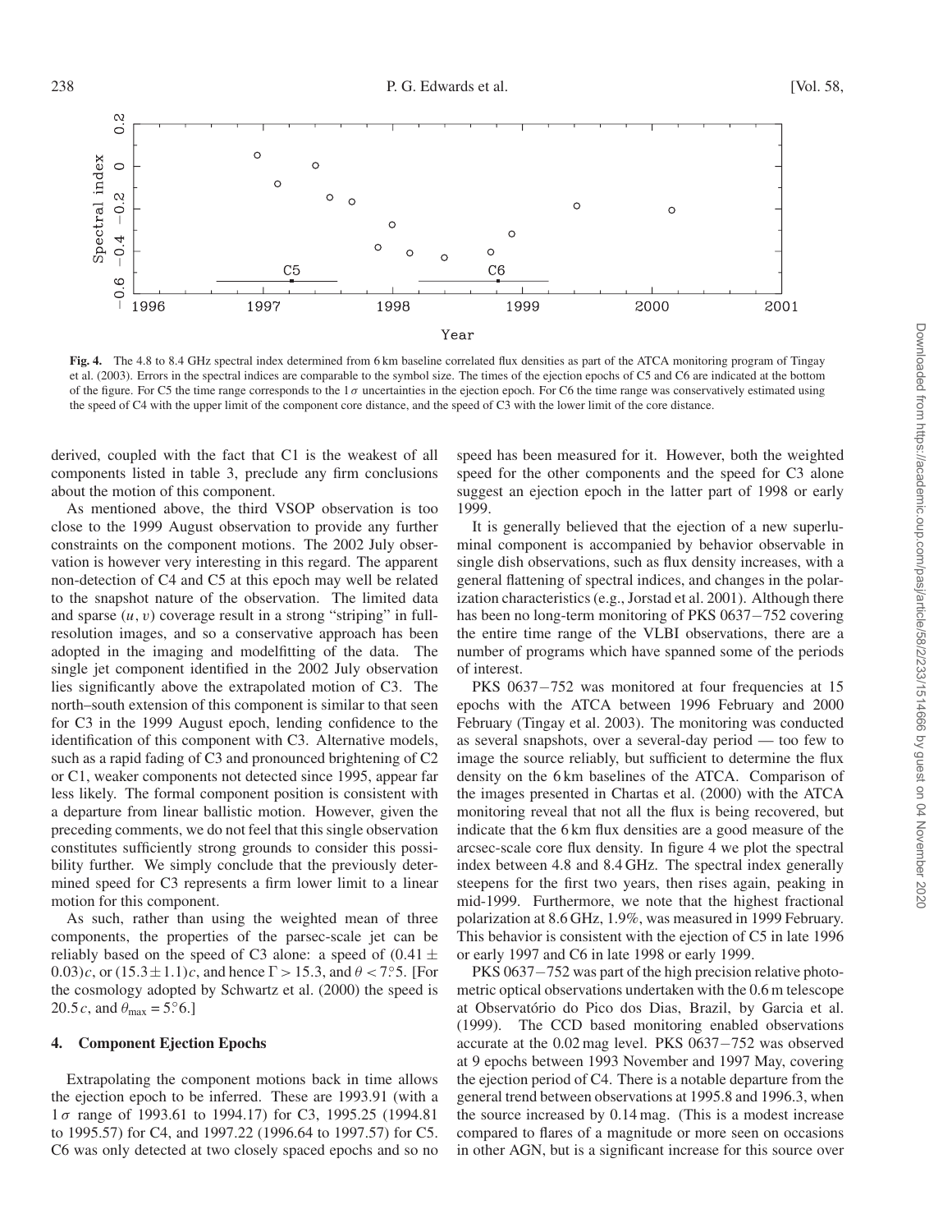**Fig. 4.** The 4.8 to 8.4 GHz spectral index determined from 6 km baseline correlated flux densities as part of the ATCA monitoring program of Tingay et al. (2003). Errors in the spectral indices are comparable to the symbol size. The times of the ejection epochs of C5 and C6 are indicated at the bottom of the figure. For C5 the time range corresponds to the $1\,\sigma$ uncertainties in the ejection epoch. For C6 the time range was conservatively estimated using the speed of C4 with the upper limit of the component core distance, and the speed of C3 with the lower limit of the core distance.

derived, coupled with the fact that C1 is the weakest of all components listed in table 3, preclude any firm conclusions about the motion of this component.

As mentioned above, the third VSOP observation is too close to the 1999 August observation to provide any further constraints on the component motions. The 2002 July observation is however very interesting in this regard. The apparent non-detection of C4 and C5 at this epoch may well be related to the snapshot nature of the observation. The limited data and sparse $(u, v)$ coverage result in a strong "striping" in full-resolution images, and so a conservative approach has been adopted in the imaging and modelfitting of the data. The single jet component identified in the 2002 July observation lies significantly above the extrapolated motion of C3. The north–south extension of this component is similar to that seen for C3 in the 1999 August epoch, lending confidence to the identification of this component with C3. Alternative models, such as a rapid fading of C3 and pronounced brightening of C2 or C1, weaker components not detected since 1995, appear far less likely. The formal component position is consistent with a departure from linear ballistic motion. However, given the preceding comments, we do not feel that this single observation constitutes sufficiently strong grounds to consider this possibility further. We simply conclude that the previously determined speed for C3 represents a firm lower limit to a linear motion for this component.

As such, rather than using the weighted mean of three components, the properties of the parsec-scale jet can be reliably based on the speed of C3 alone: a speed of $(0.41 \pm 0.03)c$, or $(15.3 \pm 1.1)c$, and hence $\Gamma > 15.3$, and $\theta < 7^{\circ}\!.5$. [For the cosmology adopted by Schwartz et al. (2000) the speed is $20.5\,c$, and $\theta_{\max} = 5^{\circ}\!.6$.]

## 4. Component Ejection Epochs

Extrapolating the component motions back in time allows the ejection epoch to be inferred. These are 1993.91 (with a $1\,\sigma$ range of 1993.61 to 1994.17) for C3, 1995.25 (1994.81 to 1995.57) for C4, and 1997.22 (1996.64 to 1997.57) for C5. C6 was only detected at two closely spaced epochs and so no speed has been measured for it. However, both the weighted speed for the other components and the speed for C3 alone suggest an ejection epoch in the latter part of 1998 or early 1999.

It is generally believed that the ejection of a new superluminal component is accompanied by behavior observable in single dish observations, such as flux density increases, with a general flattening of spectral indices, and changes in the polarization characteristics (e.g., Jorstad et al. 2001). Although there has been no long-term monitoring of PKS 0637−752 covering the entire time range of the VLBI observations, there are a number of programs which have spanned some of the periods of interest.

PKS 0637−752 was monitored at four frequencies at 15 epochs with the ATCA between 1996 February and 2000 February (Tingay et al. 2003). The monitoring was conducted as several snapshots, over a several-day period — too few to image the source reliably, but sufficient to determine the flux density on the 6 km baselines of the ATCA. Comparison of the images presented in Chartas et al. (2000) with the ATCA monitoring reveal that not all the flux is being recovered, but indicate that the 6 km flux densities are a good measure of the arcsec-scale core flux density. In figure 4 we plot the spectral index between 4.8 and 8.4 GHz. The spectral index generally steepens for the first two years, then rises again, peaking in mid-1999. Furthermore, we note that the highest fractional polarization at 8.6 GHz, 1.9%, was measured in 1999 February. This behavior is consistent with the ejection of C5 in late 1996 or early 1997 and C6 in late 1998 or early 1999.

PKS 0637−752 was part of the high precision relative photometric optical observations undertaken with the 0.6 m telescope at Observatório do Pico dos Dias, Brazil, by Garcia et al. (1999). The CCD based monitoring enabled observations accurate at the 0.02 mag level. PKS 0637−752 was observed at 9 epochs between 1993 November and 1997 May, covering the ejection period of C4. There is a notable departure from the general trend between observations at 1995.8 and 1996.3, when the source increased by 0.14 mag. (This is a modest increase compared to flares of a magnitude or more seen on occasions in other AGN, but is a significant increase for this source over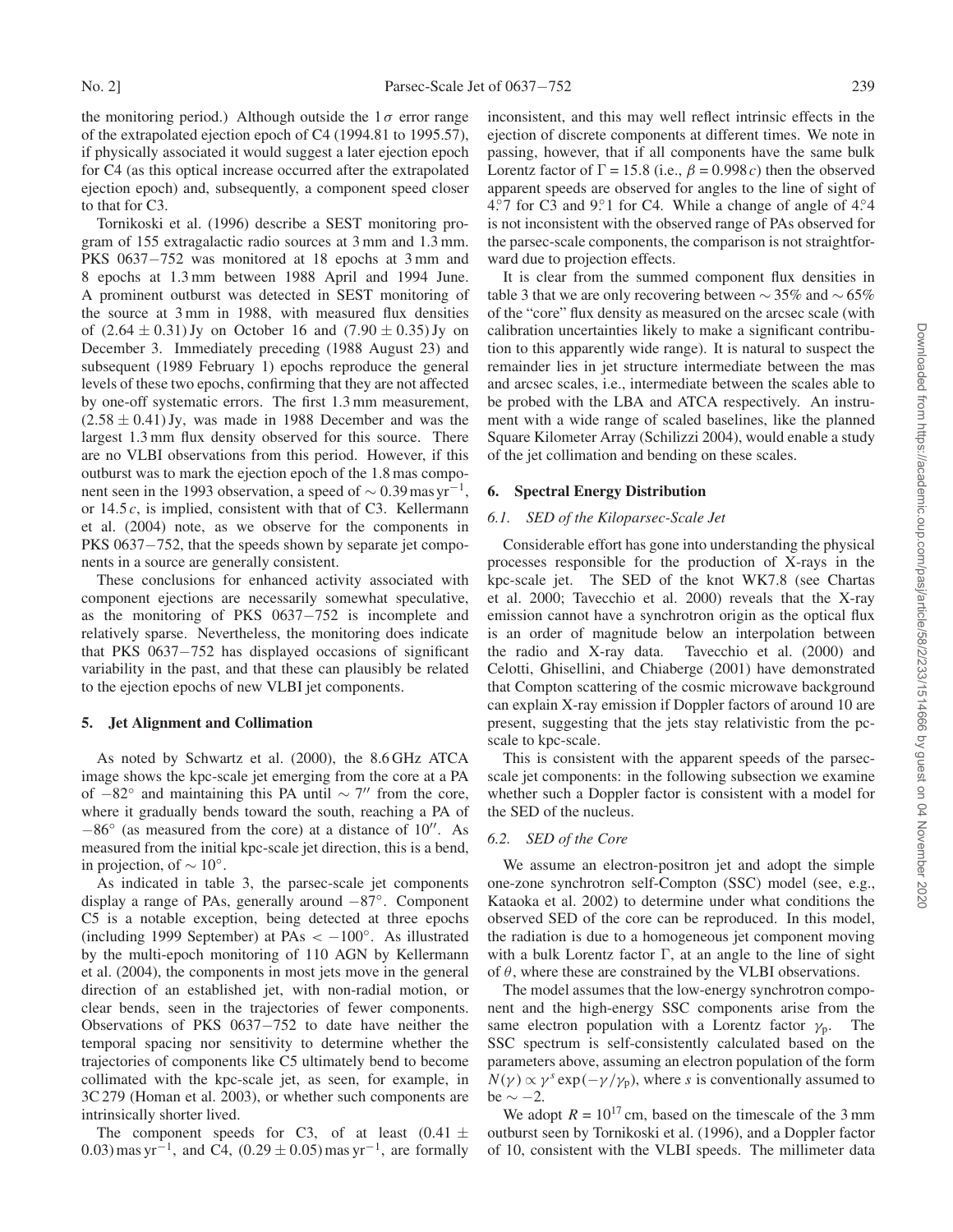the monitoring period.) Although outside the $1\sigma$ error range of the extrapolated ejection epoch of C4 (1994.81 to 1995.57), if physically associated it would suggest a later ejection epoch for C4 (as this optical increase occurred after the extrapolated ejection epoch) and, subsequently, a component speed closer to that for C3.

Tornikoski et al. (1996) describe a SEST monitoring program of 155 extragalactic radio sources at 3 mm and 1.3 mm. PKS 0637−752 was monitored at 18 epochs at 3 mm and 8 epochs at 1.3 mm between 1988 April and 1994 June. A prominent outburst was detected in SEST monitoring of the source at 3 mm in 1988, with measured flux densities of $(2.64 \pm 0.31)$ Jy on October 16 and $(7.90 \pm 0.35)$ Jy on December 3. Immediately preceding (1988 August 23) and subsequent (1989 February 1) epochs reproduce the general levels of these two epochs, confirming that they are not affected by one-off systematic errors. The first 1.3 mm measurement, $(2.58 \pm 0.41)$ Jy, was made in 1988 December and was the largest 1.3 mm flux density observed for this source. There are no VLBI observations from this period. However, if this outburst was to mark the ejection epoch of the 1.8 mas component seen in the 1993 observation, a speed of $\sim 0.39\,\mathrm{mas\,yr^{-1}}$, or $14.5\,c$, is implied, consistent with that of C3. Kellermann et al. (2004) note, as we observe for the components in PKS 0637−752, that the speeds shown by separate jet components in a source are generally consistent.

These conclusions for enhanced activity associated with component ejections are necessarily somewhat speculative, as the monitoring of PKS 0637−752 is incomplete and relatively sparse. Nevertheless, the monitoring does indicate that PKS 0637−752 has displayed occasions of significant variability in the past, and that these can plausibly be related to the ejection epochs of new VLBI jet components.

## 5. Jet Alignment and Collimation

As noted by Schwartz et al. (2000), the 8.6 GHz ATCA image shows the kpc-scale jet emerging from the core at a PA of $-82^\circ$ and maintaining this PA until $\sim 7''$ from the core, where it gradually bends toward the south, reaching a PA of $-86^\circ$ (as measured from the core) at a distance of $10''$. As measured from the initial kpc-scale jet direction, this is a bend, in projection, of $\sim 10^\circ$.

As indicated in table 3, the parsec-scale jet components display a range of PAs, generally around $-87^\circ$. Component C5 is a notable exception, being detected at three epochs (including 1999 September) at PAs $< -100^\circ$. As illustrated by the multi-epoch monitoring of 110 AGN by Kellermann et al. (2004), the components in most jets move in the general direction of an established jet, with non-radial motion, or clear bends, seen in the trajectories of fewer components. Observations of PKS 0637−752 to date have neither the temporal spacing nor sensitivity to determine whether the trajectories of components like C5 ultimately bend to become collimated with the kpc-scale jet, as seen, for example, in 3C 279 (Homan et al. 2003), or whether such components are intrinsically shorter lived.

The component speeds for C3, of at least $(0.41 \pm 0.03)\,\mathrm{mas\,yr^{-1}}$, and C4, $(0.29 \pm 0.05)\,\mathrm{mas\,yr^{-1}}$, are formally inconsistent, and this may well reflect intrinsic effects in the ejection of discrete components at different times. We note in passing, however, that if all components have the same bulk Lorentz factor of $\Gamma = 15.8$ (i.e., $\beta = 0.998\,c$) then the observed apparent speeds are observed for angles to the line of sight of $4.^\circ7$ for C3 and $9.^\circ1$ for C4. While a change of angle of $4.^\circ4$ is not inconsistent with the observed range of PAs observed for the parsec-scale components, the comparison is not straightforward due to projection effects.

It is clear from the summed component flux densities in table 3 that we are only recovering between $\sim 35\%$ and $\sim 65\%$ of the "core" flux density as measured on the arcsec scale (with calibration uncertainties likely to make a significant contribution to this apparently wide range). It is natural to suspect the remainder lies in jet structure intermediate between the mas and arcsec scales, i.e., intermediate between the scales able to be probed with the LBA and ATCA respectively. An instrument with a wide range of scaled baselines, like the planned Square Kilometer Array (Schilizzi 2004), would enable a study of the jet collimation and bending on these scales.

## 6. Spectral Energy Distribution

### 6.1. SED of the Kiloparsec-Scale Jet

Considerable effort has gone into understanding the physical processes responsible for the production of X-rays in the kpc-scale jet. The SED of the knot WK7.8 (see Chartas et al. 2000; Tavecchio et al. 2000) reveals that the X-ray emission cannot have a synchrotron origin as the optical flux is an order of magnitude below an interpolation between the radio and X-ray data. Tavecchio et al. (2000) and Celotti, Ghisellini, and Chiaberge (2001) have demonstrated that Compton scattering of the cosmic microwave background can explain X-ray emission if Doppler factors of around 10 are present, suggesting that the jets stay relativistic from the pc-scale to kpc-scale.

This is consistent with the apparent speeds of the parsec-scale jet components: in the following subsection we examine whether such a Doppler factor is consistent with a model for the SED of the nucleus.

### 6.2. SED of the Core

We assume an electron-positron jet and adopt the simple one-zone synchrotron self-Compton (SSC) model (see, e.g., Kataoka et al. 2002) to determine under what conditions the observed SED of the core can be reproduced. In this model, the radiation is due to a homogeneous jet component moving with a bulk Lorentz factor $\Gamma$, at an angle to the line of sight of $\theta$, where these are constrained by the VLBI observations.

The model assumes that the low-energy synchrotron component and the high-energy SSC components arise from the same electron population with a Lorentz factor $\gamma_{\mathrm{p}}$. The SSC spectrum is self-consistently calculated based on the parameters above, assuming an electron population of the form $N(\gamma) \propto \gamma^{s} \exp(-\gamma/\gamma_{\mathrm{p}})$, where $s$ is conventionally assumed to be $\sim -2$.

We adopt $R = 10^{17}$ cm, based on the timescale of the 3 mm outburst seen by Tornikoski et al. (1996), and a Doppler factor of 10, consistent with the VLBI speeds. The millimeter data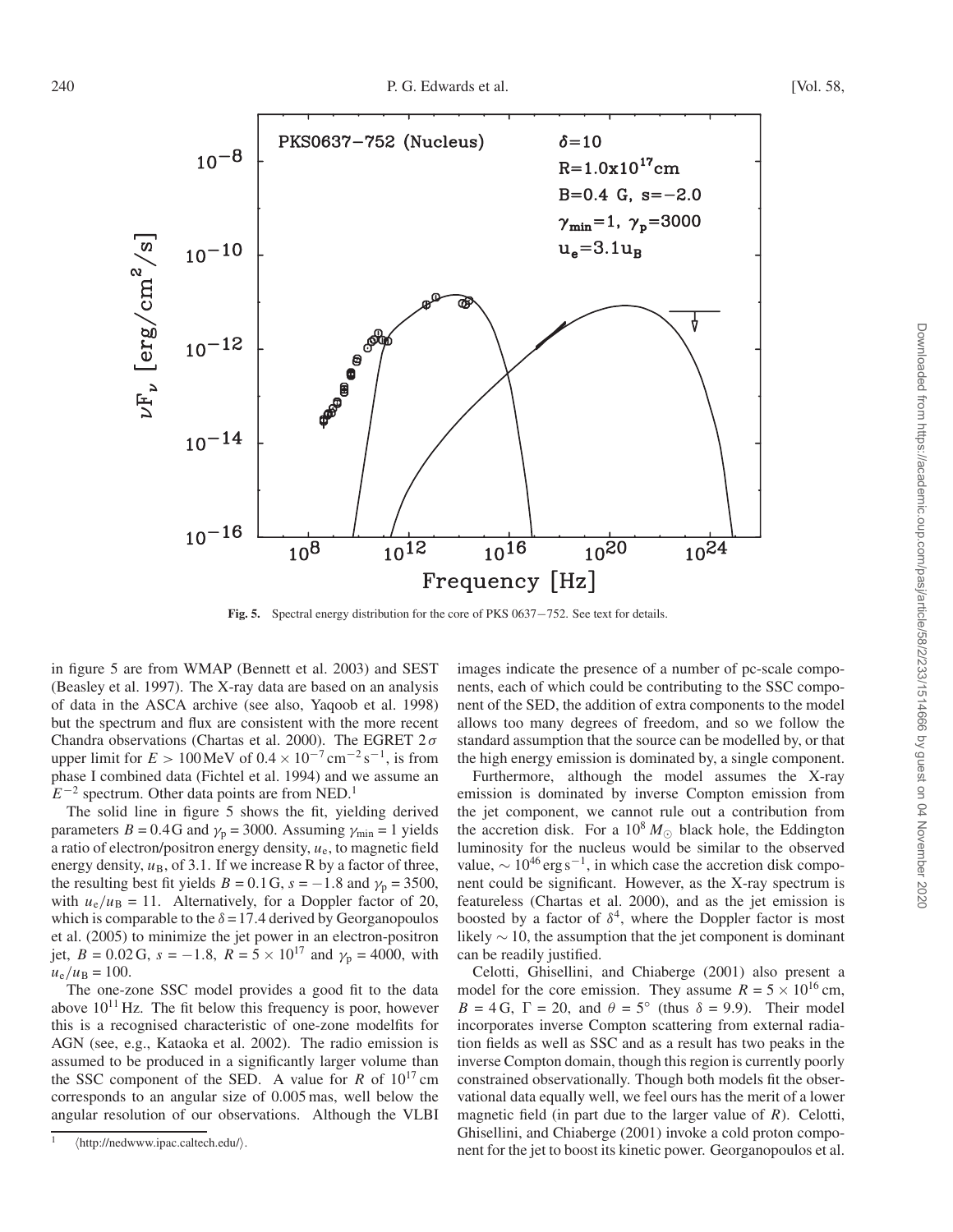**Fig. 5.** Spectral energy distribution for the core of PKS 0637−752. See text for details.

in figure 5 are from WMAP (Bennett et al. 2003) and SEST (Beasley et al. 1997). The X-ray data are based on an analysis of data in the ASCA archive (see also, Yaqoob et al. 1998) but the spectrum and flux are consistent with the more recent Chandra observations (Chartas et al. 2000). The EGRET $2\sigma$ upper limit for $E > 100\,\mathrm{MeV}$ of $0.4 \times 10^{-7}\,\mathrm{cm^{-2}\,s^{-1}}$, is from phase I combined data (Fichtel et al. 1994) and we assume an $E^{-2}$ spectrum. Other data points are from NED.[1]

The solid line in figure 5 shows the fit, yielding derived parameters $B = 0.4\,\mathrm{G}$ and $\gamma_{\mathrm{p}} = 3000$. Assuming $\gamma_{\mathrm{min}} = 1$ yields a ratio of electron/positron energy density, $u_{\mathrm{e}}$, to magnetic field energy density, $u_{\mathrm{B}}$, of 3.1. If we increase R by a factor of three, the resulting best fit yields $B = 0.1\,\mathrm{G}$, $s = -1.8$ and $\gamma_{\mathrm{p}} = 3500$, with $u_{\mathrm{e}}/u_{\mathrm{B}} = 11$. Alternatively, for a Doppler factor of 20, which is comparable to the $\delta = 17.4$ derived by Georganopoulos et al. (2005) to minimize the jet power in an electron-positron jet, $B = 0.02\,\mathrm{G}$, $s = -1.8$, $R = 5 \times 10^{17}$ and $\gamma_{\mathrm{p}} = 4000$, with $u_{\mathrm{e}}/u_{\mathrm{B}} = 100$.

The one-zone SSC model provides a good fit to the data above $10^{11}\,\mathrm{Hz}$. The fit below this frequency is poor, however this is a recognised characteristic of one-zone modelfits for AGN (see, e.g., Kataoka et al. 2002). The radio emission is assumed to be produced in a significantly larger volume than the SSC component of the SED. A value for $R$ of $10^{17}\,\mathrm{cm}$ corresponds to an angular size of 0.005 mas, well below the angular resolution of our observations. Although the VLBI images indicate the presence of a number of pc-scale components, each of which could be contributing to the SSC component of the SED, the addition of extra components to the model allows too many degrees of freedom, and so we follow the standard assumption that the source can be modelled by, or that the high energy emission is dominated by, a single component.

Furthermore, although the model assumes the X-ray emission is dominated by inverse Compton emission from the jet component, we cannot rule out a contribution from the accretion disk. For a $10^8\,M_{\odot}$ black hole, the Eddington luminosity for the nucleus would be similar to the observed value, $\sim 10^{46}\,\mathrm{erg\,s^{-1}}$, in which case the accretion disk component could be significant. However, as the X-ray spectrum is featureless (Chartas et al. 2000), and as the jet emission is boosted by a factor of $\delta^4$, where the Doppler factor is most likely $\sim 10$, the assumption that the jet component is dominant can be readily justified.

Celotti, Ghisellini, and Chiaberge (2001) also present a model for the core emission. They assume $R = 5 \times 10^{16}\,\mathrm{cm}$, $B = 4\,\mathrm{G}$, $\Gamma = 20$, and $\theta = 5^{\circ}$ (thus $\delta = 9.9$). Their model incorporates inverse Compton scattering from external radiation fields as well as SSC and as a result has two peaks in the inverse Compton domain, though this region is currently poorly constrained observationally. Though both models fit the observational data equally well, we feel ours has the merit of a lower magnetic field (in part due to the larger value of $R$). Celotti, Ghisellini, and Chiaberge (2001) invoke a cold proton component for the jet to boost its kinetic power. Georganopoulos et al.

[1] ⟨http://nedwww.ipac.caltech.edu/⟩.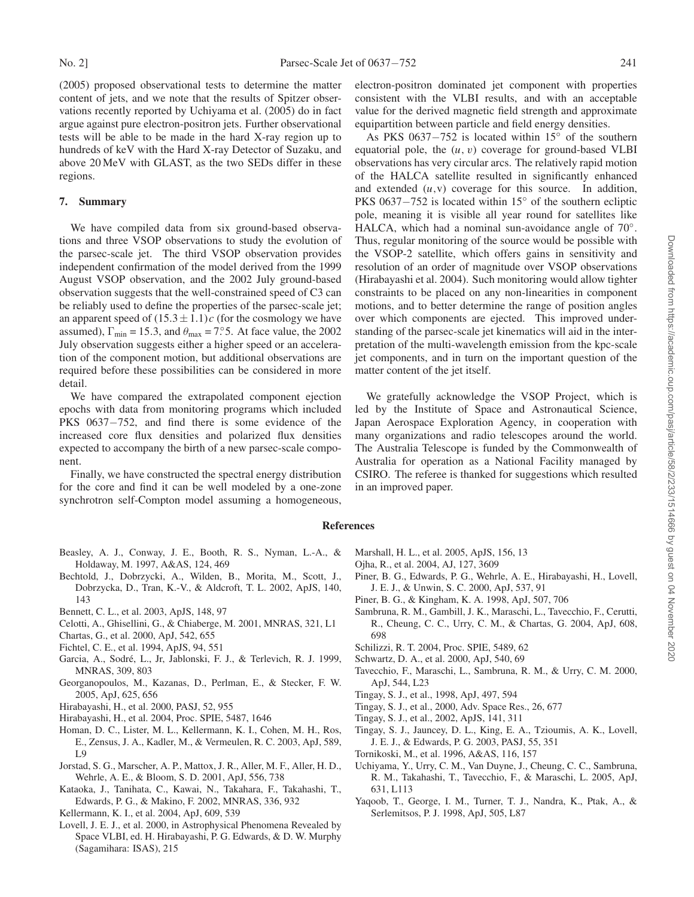(2005) proposed observational tests to determine the matter content of jets, and we note that the results of Spitzer observations recently reported by Uchiyama et al. (2005) do in fact argue against pure electron-positron jets. Further observational tests will be able to be made in the hard X-ray region up to hundreds of keV with the Hard X-ray Detector of Suzaku, and above 20 MeV with GLAST, as the two SEDs differ in these regions.

## 7. Summary

We have compiled data from six ground-based observations and three VSOP observations to study the evolution of the parsec-scale jet. The third VSOP observation provides independent confirmation of the model derived from the 1999 August VSOP observation, and the 2002 July ground-based observation suggests that the well-constrained speed of C3 can be reliably used to define the properties of the parsec-scale jet; an apparent speed of $(15.3 \pm 1.1)c$ (for the cosmology we have assumed), $\Gamma_{\min} = 15.3$, and $\theta_{\max} = 7.^{\circ}5$. At face value, the 2002 July observation suggests either a higher speed or an acceleration of the component motion, but additional observations are required before these possibilities can be considered in more detail.

We have compared the extrapolated component ejection epochs with data from monitoring programs which included PKS 0637−752, and find there is some evidence of the increased core flux densities and polarized flux densities expected to accompany the birth of a new parsec-scale component.

Finally, we have constructed the spectral energy distribution for the core and find it can be well modeled by a one-zone synchrotron self-Compton model assuming a homogeneous, electron-positron dominated jet component with properties consistent with the VLBI results, and with an acceptable value for the derived magnetic field strength and approximate equipartition between particle and field energy densities.

As PKS 0637−752 is located within 15° of the southern equatorial pole, the $(u, v)$ coverage for ground-based VLBI observations has very circular arcs. The relatively rapid motion of the HALCA satellite resulted in significantly enhanced and extended $(u,v)$ coverage for this source. In addition, PKS 0637−752 is located within 15° of the southern ecliptic pole, meaning it is visible all year round for satellites like HALCA, which had a nominal sun-avoidance angle of 70°. Thus, regular monitoring of the source would be possible with the VSOP-2 satellite, which offers gains in sensitivity and resolution of an order of magnitude over VSOP observations (Hirabayashi et al. 2004). Such monitoring would allow tighter constraints to be placed on any non-linearities in component motions, and to better determine the range of position angles over which components are ejected. This improved understanding of the parsec-scale jet kinematics will aid in the interpretation of the multi-wavelength emission from the kpc-scale jet components, and in turn on the important question of the matter content of the jet itself.

We gratefully acknowledge the VSOP Project, which is led by the Institute of Space and Astronautical Science, Japan Aerospace Exploration Agency, in cooperation with many organizations and radio telescopes around the world. The Australia Telescope is funded by the Commonwealth of Australia for operation as a National Facility managed by CSIRO. The referee is thanked for suggestions which resulted in an improved paper.

## References

Beasley, A. J., Conway, J. E., Booth, R. S., Nyman, L.-A., & Holdaway, M. 1997, A&AS, 124, 469

Bechtold, J., Dobrzycki, A., Wilden, B., Morita, M., Scott, J., Dobrzycka, D., Tran, K.-V., & Aldcroft, T. L. 2002, ApJS, 140, 143

Bennett, C. L., et al. 2003, ApJS, 148, 97

Celotti, A., Ghisellini, G., & Chiaberge, M. 2001, MNRAS, 321, L1

Chartas, G., et al. 2000, ApJ, 542, 655

Fichtel, C. E., et al. 1994, ApJS, 94, 551

Garcia, A., Sodré, L., Jr, Jablonski, F. J., & Terlevich, R. J. 1999, MNRAS, 309, 803

Georganopoulos, M., Kazanas, D., Perlman, E., & Stecker, F. W. 2005, ApJ, 625, 656

Hirabayashi, H., et al. 2000, PASJ, 52, 955

Hirabayashi, H., et al. 2004, Proc. SPIE, 5487, 1646

Homan, D. C., Lister, M. L., Kellermann, K. I., Cohen, M. H., Ros, E., Zensus, J. A., Kadler, M., & Vermeulen, R. C. 2003, ApJ, 589, L9

Jorstad, S. G., Marscher, A. P., Mattox, J. R., Aller, M. F., Aller, H. D., Wehrle, A. E., & Bloom, S. D. 2001, ApJ, 556, 738

Kataoka, J., Tanihata, C., Kawai, N., Takahara, F., Takahashi, T., Edwards, P. G., & Makino, F. 2002, MNRAS, 336, 932

Kellermann, K. I., et al. 2004, ApJ, 609, 539

Lovell, J. E. J., et al. 2000, in Astrophysical Phenomena Revealed by Space VLBI, ed. H. Hirabayashi, P. G. Edwards, & D. W. Murphy (Sagamihara: ISAS), 215

Marshall, H. L., et al. 2005, ApJS, 156, 13

Ojha, R., et al. 2004, AJ, 127, 3609

Piner, B. G., Edwards, P. G., Wehrle, A. E., Hirabayashi, H., Lovell, J. E. J., & Unwin, S. C. 2000, ApJ, 537, 91

Piner, B. G., & Kingham, K. A. 1998, ApJ, 507, 706

Sambruna, R. M., Gambill, J. K., Maraschi, L., Tavecchio, F., Cerutti, R., Cheung, C. C., Urry, C. M., & Chartas, G. 2004, ApJ, 608, 698

Schilizzi, R. T. 2004, Proc. SPIE, 5489, 62

Schwartz, D. A., et al. 2000, ApJ, 540, 69

Tavecchio, F., Maraschi, L., Sambruna, R. M., & Urry, C. M. 2000, ApJ, 544, L23

Tingay, S. J., et al., 1998, ApJ, 497, 594

Tingay, S. J., et al., 2000, Adv. Space Res., 26, 677

Tingay, S. J., et al., 2002, ApJS, 141, 311

Tingay, S. J., Jauncey, D. L., King, E. A., Tzioumis, A. K., Lovell, J. E. J., & Edwards, P. G. 2003, PASJ, 55, 351

Tornikoski, M., et al. 1996, A&AS, 116, 157

Uchiyama, Y., Urry, C. M., Van Duyne, J., Cheung, C. C., Sambruna, R. M., Takahashi, T., Tavecchio, F., & Maraschi, L. 2005, ApJ, 631, L113

Yaqoob, T., George, I. M., Turner, T. J., Nandra, K., Ptak, A., & Serlemitsos, P. J. 1998, ApJ, 505, L87